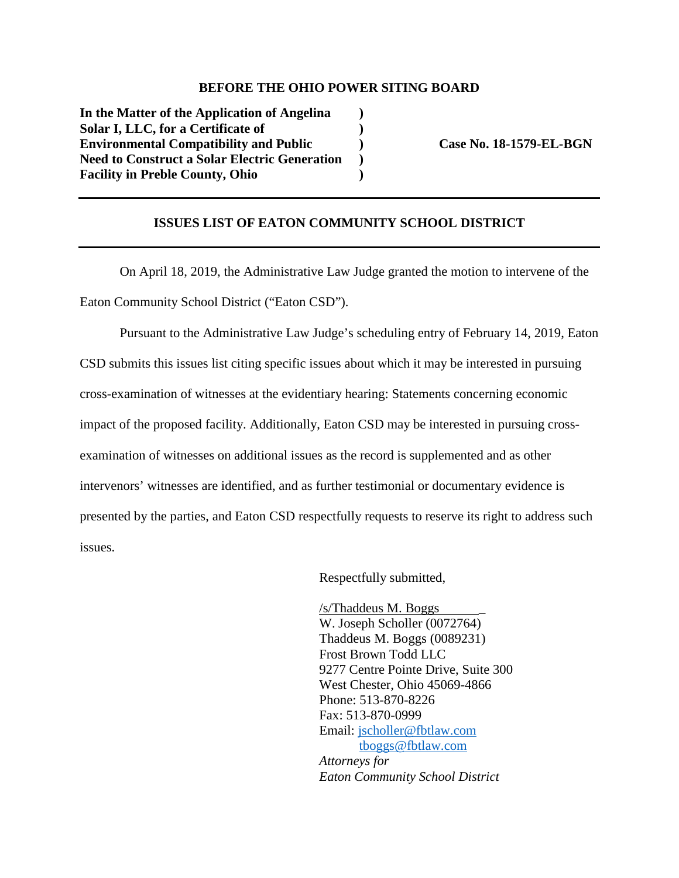**BEFORE THE OHIO POWER SITING BOARD**

| | | |
|---|---|---|
| **In the Matter of the Application of Angelina Solar I, LLC, for a Certificate of Environmental Compatibility and Public Need to Construct a Solar Electric Generation Facility in Preble County, Ohio** | **)** **)** **)** **)** **)** | **Case No. 18-1579-EL-BGN** |

---

**ISSUES LIST OF EATON COMMUNITY SCHOOL DISTRICT**

---

On April 18, 2019, the Administrative Law Judge granted the motion to intervene of the Eaton Community School District ("Eaton CSD").

Pursuant to the Administrative Law Judge's scheduling entry of February 14, 2019, Eaton CSD submits this issues list citing specific issues about which it may be interested in pursuing cross-examination of witnesses at the evidentiary hearing: Statements concerning economic impact of the proposed facility. Additionally, Eaton CSD may be interested in pursuing cross-examination of witnesses on additional issues as the record is supplemented and as other intervenors' witnesses are identified, and as further testimonial or documentary evidence is presented by the parties, and Eaton CSD respectfully requests to reserve its right to address such issues.

Respectfully submitted,

/s/Thaddeus M. Boggs
W. Joseph Scholler (0072764)
Thaddeus M. Boggs (0089231)
Frost Brown Todd LLC
9277 Centre Pointe Drive, Suite 300
West Chester, Ohio 45069-4866
Phone: 513-870-8226
Fax: 513-870-0999
Email: jscholler@fbtlaw.com
tboggs@fbtlaw.com
*Attorneys for*
*Eaton Community School District*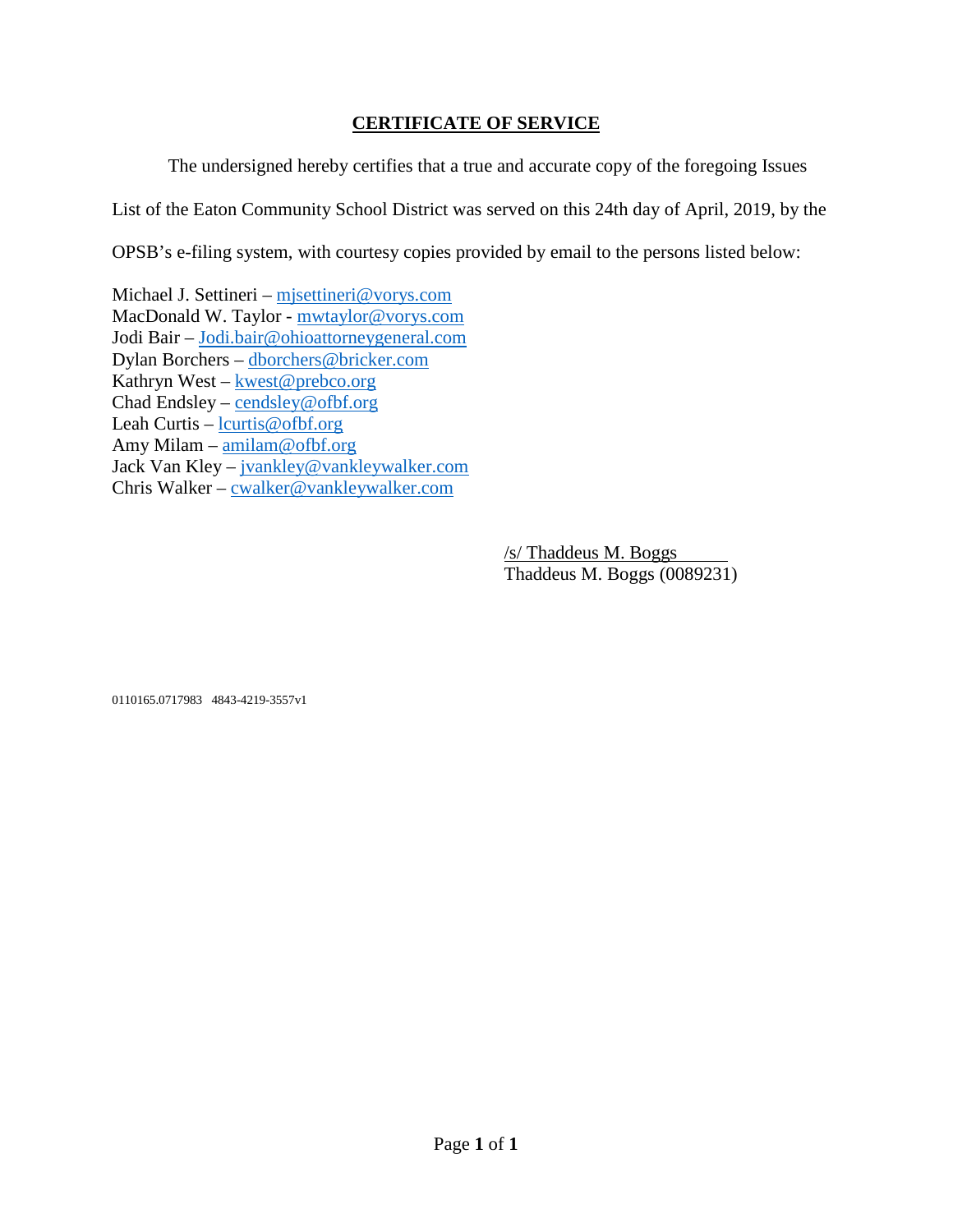## CERTIFICATE OF SERVICE

The undersigned hereby certifies that a true and accurate copy of the foregoing Issues List of the Eaton Community School District was served on this 24th day of April, 2019, by the OPSB's e-filing system, with courtesy copies provided by email to the persons listed below:

Michael J. Settineri – mjsettineri@vorys.com
MacDonald W. Taylor - mwtaylor@vorys.com
Jodi Bair – Jodi.bair@ohioattorneygeneral.com
Dylan Borchers – dborchers@bricker.com
Kathryn West – kwest@prebco.org
Chad Endsley – cendsley@ofbf.org
Leah Curtis – lcurtis@ofbf.org
Amy Milam – amilam@ofbf.org
Jack Van Kley – jvankley@vankleywalker.com
Chris Walker – cwalker@vankleywalker.com

/s/ Thaddeus M. Boggs
Thaddeus M. Boggs (0089231)

0110165.0717983 4843-4219-3557v1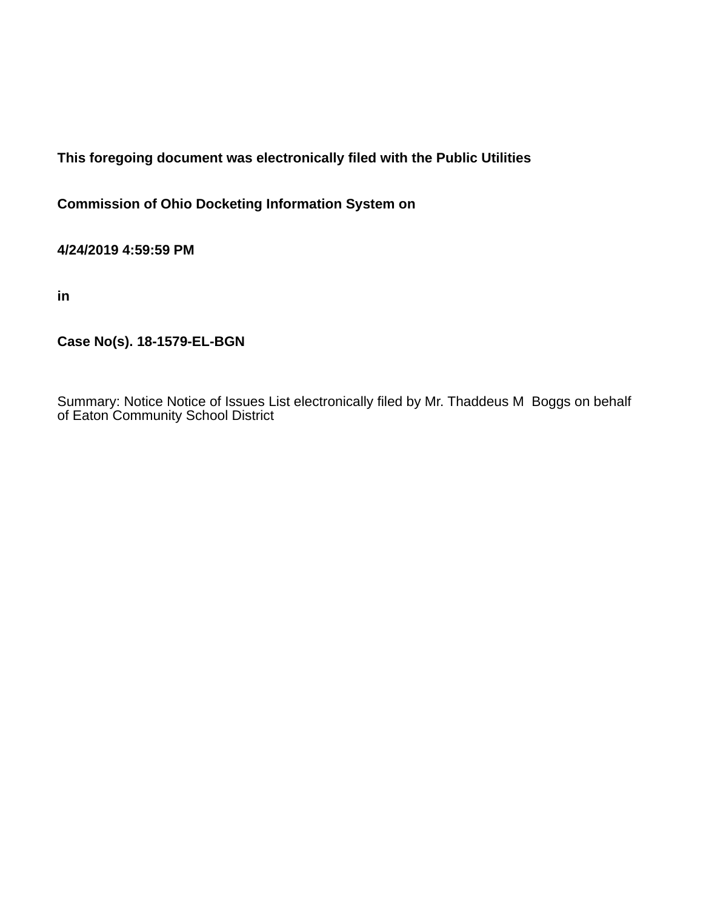**This foregoing document was electronically filed with the Public Utilities**

**Commission of Ohio Docketing Information System on**

**4/24/2019 4:59:59 PM**

**in**

**Case No(s). 18-1579-EL-BGN**

Summary: Notice Notice of Issues List electronically filed by Mr. Thaddeus M Boggs on behalf of Eaton Community School District